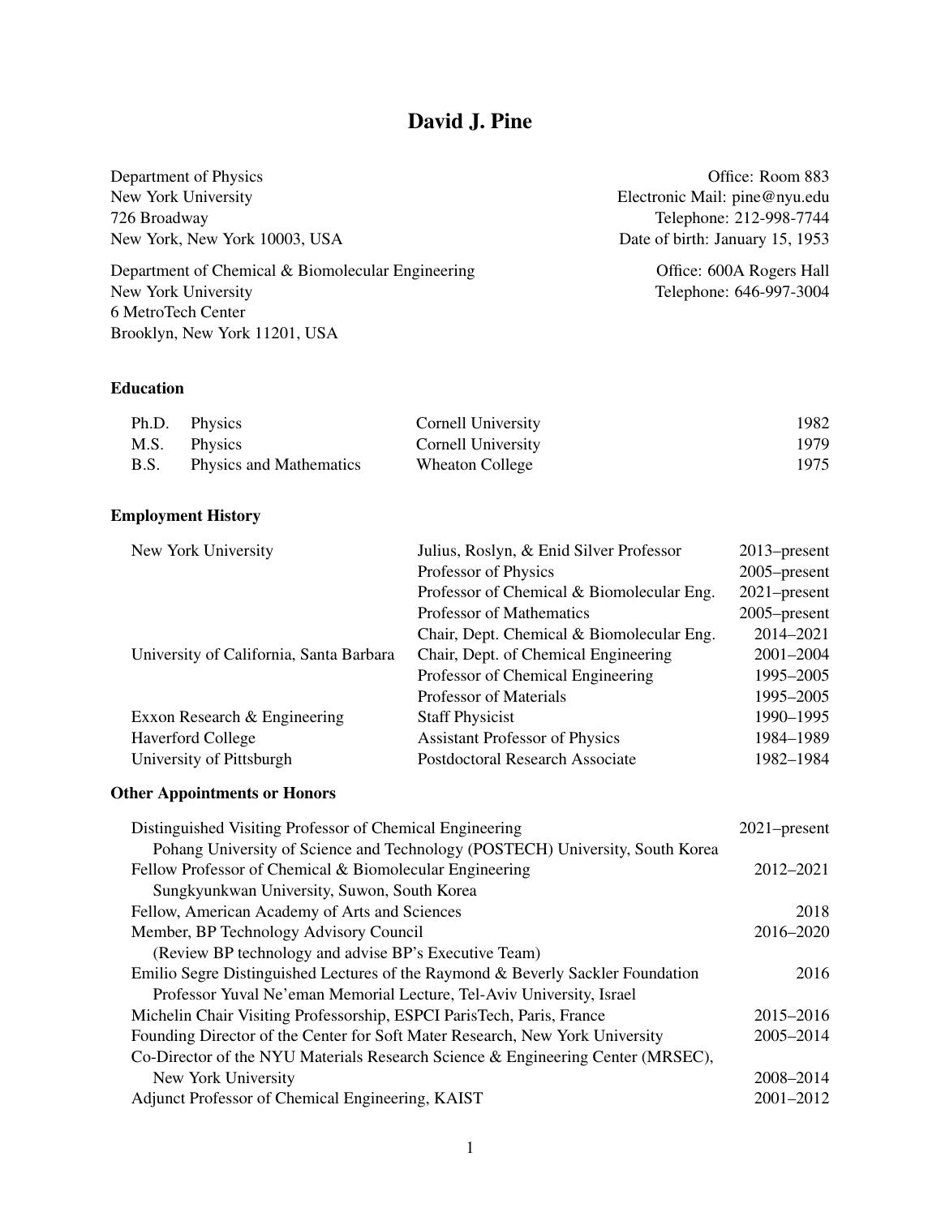# David J. Pine

Department of Physics
New York University
726 Broadway
New York, New York 10003, USA

Office: Room 883
Electronic Mail: pine@nyu.edu
Telephone: 212-998-7744
Date of birth: January 15, 1953

Department of Chemical & Biomolecular Engineering
New York University
6 MetroTech Center
Brooklyn, New York 11201, USA

Office: 600A Rogers Hall
Telephone: 646-997-3004

### Education

| | | | |
|---|---|---|---|
| Ph.D. | Physics | Cornell University | 1982 |
| M.S. | Physics | Cornell University | 1979 |
| B.S. | Physics and Mathematics | Wheaton College | 1975 |

### Employment History

| | | |
|---|---|---|
| New York University | Julius, Roslyn, & Enid Silver Professor | 2013–present |
| | Professor of Physics | 2005–present |
| | Professor of Chemical & Biomolecular Eng. | 2021–present |
| | Professor of Mathematics | 2005–present |
| | Chair, Dept. Chemical & Biomolecular Eng. | 2014–2021 |
| University of California, Santa Barbara | Chair, Dept. of Chemical Engineering | 2001–2004 |
| | Professor of Chemical Engineering | 1995–2005 |
| | Professor of Materials | 1995–2005 |
| Exxon Research & Engineering | Staff Physicist | 1990–1995 |
| Haverford College | Assistant Professor of Physics | 1984–1989 |
| University of Pittsburgh | Postdoctoral Research Associate | 1982–1984 |

### Other Appointments or Honors

| | |
|---|---|
| Distinguished Visiting Professor of Chemical Engineering<br>Pohang University of Science and Technology (POSTECH) University, South Korea | 2021–present |
| Fellow Professor of Chemical & Biomolecular Engineering<br>Sungkyunkwan University, Suwon, South Korea | 2012–2021 |
| Fellow, American Academy of Arts and Sciences | 2018 |
| Member, BP Technology Advisory Council<br>(Review BP technology and advise BP's Executive Team) | 2016–2020 |
| Emilio Segre Distinguished Lectures of the Raymond & Beverly Sackler Foundation<br>Professor Yuval Ne'eman Memorial Lecture, Tel-Aviv University, Israel | 2016 |
| Michelin Chair Visiting Professorship, ESPCI ParisTech, Paris, France | 2015–2016 |
| Founding Director of the Center for Soft Mater Research, New York University | 2005–2014 |
| Co-Director of the NYU Materials Research Science & Engineering Center (MRSEC),<br>New York University | 2008–2014 |
| Adjunct Professor of Chemical Engineering, KAIST | 2001–2012 |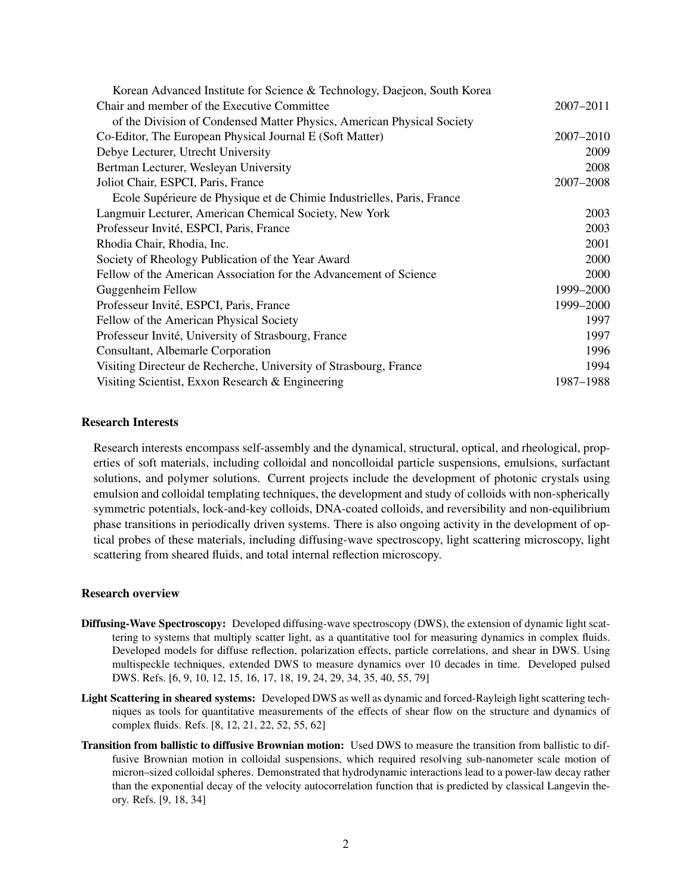| | |
|---|---|
| Korean Advanced Institute for Science & Technology, Daejeon, South Korea | |
| Chair and member of the Executive Committee of the Division of Condensed Matter Physics, American Physical Society | 2007–2011 |
| Co-Editor, The European Physical Journal E (Soft Matter) | 2007–2010 |
| Debye Lecturer, Utrecht University | 2009 |
| Bertman Lecturer, Wesleyan University | 2008 |
| Joliot Chair, ESPCI, Paris, France | 2007–2008 |
| Ecole Supérieure de Physique et de Chimie Industrielles, Paris, France | |
| Langmuir Lecturer, American Chemical Society, New York | 2003 |
| Professeur Invité, ESPCI, Paris, France | 2003 |
| Rhodia Chair, Rhodia, Inc. | 2001 |
| Society of Rheology Publication of the Year Award | 2000 |
| Fellow of the American Association for the Advancement of Science | 2000 |
| Guggenheim Fellow | 1999–2000 |
| Professeur Invité, ESPCI, Paris, France | 1999–2000 |
| Fellow of the American Physical Society | 1997 |
| Professeur Invité, University of Strasbourg, France | 1997 |
| Consultant, Albemarle Corporation | 1996 |
| Visiting Directeur de Recherche, University of Strasbourg, France | 1994 |
| Visiting Scientist, Exxon Research & Engineering | 1987–1988 |

### Research Interests

Research interests encompass self-assembly and the dynamical, structural, optical, and rheological, properties of soft materials, including colloidal and noncolloidal particle suspensions, emulsions, surfactant solutions, and polymer solutions. Current projects include the development of photonic crystals using emulsion and colloidal templating techniques, the development and study of colloids with non-spherically symmetric potentials, lock-and-key colloids, DNA-coated colloids, and reversibility and non-equilibrium phase transitions in periodically driven systems. There is also ongoing activity in the development of optical probes of these materials, including diffusing-wave spectroscopy, light scattering microscopy, light scattering from sheared fluids, and total internal reflection microscopy.

### Research overview

**Diffusing-Wave Spectroscopy:** Developed diffusing-wave spectroscopy (DWS), the extension of dynamic light scattering to systems that multiply scatter light, as a quantitative tool for measuring dynamics in complex fluids. Developed models for diffuse reflection, polarization effects, particle correlations, and shear in DWS. Using multispeckle techniques, extended DWS to measure dynamics over 10 decades in time. Developed pulsed DWS. Refs. [6, 9, 10, 12, 15, 16, 17, 18, 19, 24, 29, 34, 35, 40, 55, 79]

**Light Scattering in sheared systems:** Developed DWS as well as dynamic and forced-Rayleigh light scattering techniques as tools for quantitative measurements of the effects of shear flow on the structure and dynamics of complex fluids. Refs. [8, 12, 21, 22, 52, 55, 62]

**Transition from ballistic to diffusive Brownian motion:** Used DWS to measure the transition from ballistic to diffusive Brownian motion in colloidal suspensions, which required resolving sub-nanometer scale motion of micron–sized colloidal spheres. Demonstrated that hydrodynamic interactions lead to a power-law decay rather than the exponential decay of the velocity autocorrelation function that is predicted by classical Langevin theory. Refs. [9, 18, 34]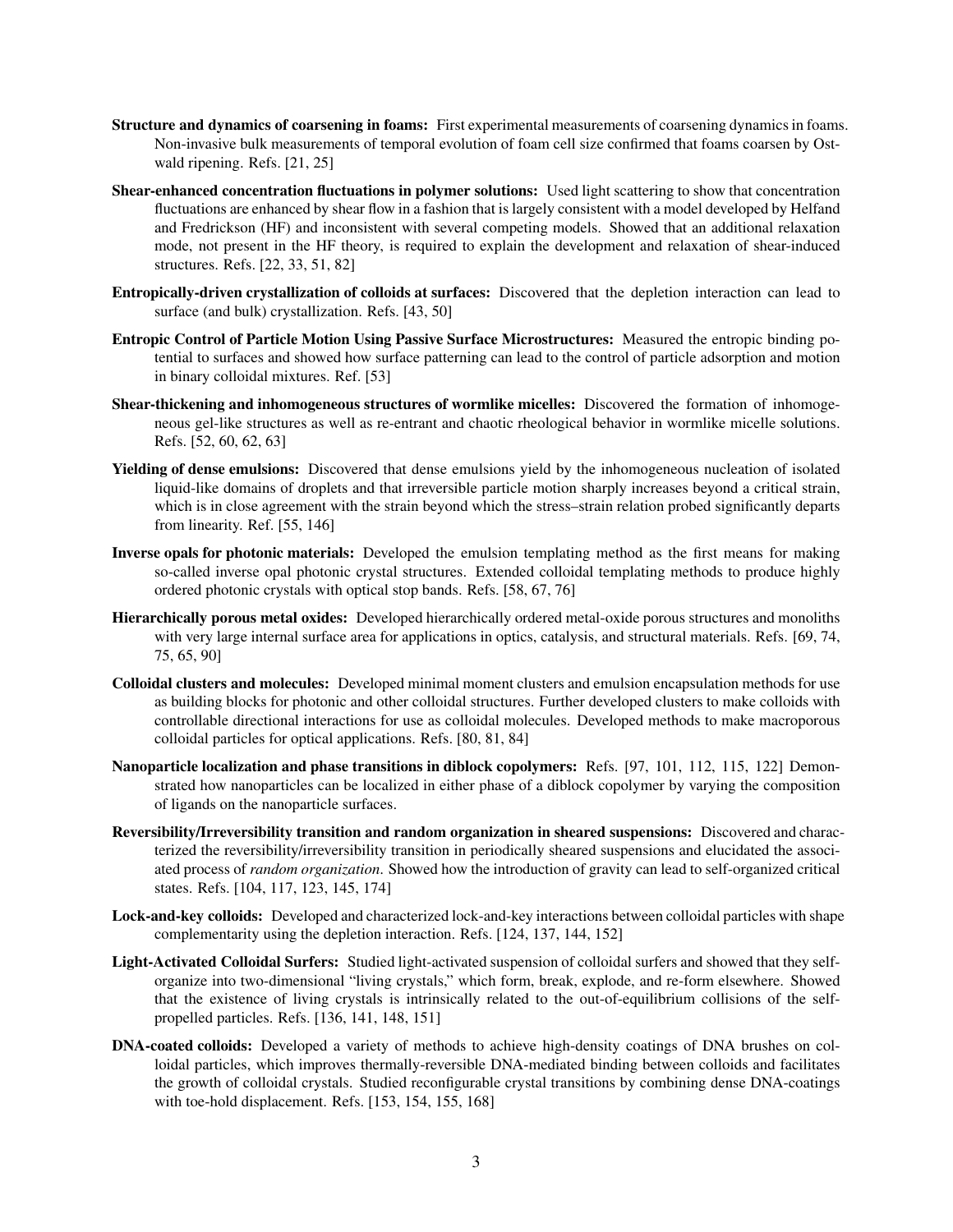**Structure and dynamics of coarsening in foams:** First experimental measurements of coarsening dynamics in foams. Non-invasive bulk measurements of temporal evolution of foam cell size confirmed that foams coarsen by Ostwald ripening. Refs. [21, 25]

**Shear-enhanced concentration fluctuations in polymer solutions:** Used light scattering to show that concentration fluctuations are enhanced by shear flow in a fashion that is largely consistent with a model developed by Helfand and Fredrickson (HF) and inconsistent with several competing models. Showed that an additional relaxation mode, not present in the HF theory, is required to explain the development and relaxation of shear-induced structures. Refs. [22, 33, 51, 82]

**Entropically-driven crystallization of colloids at surfaces:** Discovered that the depletion interaction can lead to surface (and bulk) crystallization. Refs. [43, 50]

**Entropic Control of Particle Motion Using Passive Surface Microstructures:** Measured the entropic binding potential to surfaces and showed how surface patterning can lead to the control of particle adsorption and motion in binary colloidal mixtures. Ref. [53]

**Shear-thickening and inhomogeneous structures of wormlike micelles:** Discovered the formation of inhomogeneous gel-like structures as well as re-entrant and chaotic rheological behavior in wormlike micelle solutions. Refs. [52, 60, 62, 63]

**Yielding of dense emulsions:** Discovered that dense emulsions yield by the inhomogeneous nucleation of isolated liquid-like domains of droplets and that irreversible particle motion sharply increases beyond a critical strain, which is in close agreement with the strain beyond which the stress–strain relation probed significantly departs from linearity. Ref. [55, 146]

**Inverse opals for photonic materials:** Developed the emulsion templating method as the first means for making so-called inverse opal photonic crystal structures. Extended colloidal templating methods to produce highly ordered photonic crystals with optical stop bands. Refs. [58, 67, 76]

**Hierarchically porous metal oxides:** Developed hierarchically ordered metal-oxide porous structures and monoliths with very large internal surface area for applications in optics, catalysis, and structural materials. Refs. [69, 74, 75, 65, 90]

**Colloidal clusters and molecules:** Developed minimal moment clusters and emulsion encapsulation methods for use as building blocks for photonic and other colloidal structures. Further developed clusters to make colloids with controllable directional interactions for use as colloidal molecules. Developed methods to make macroporous colloidal particles for optical applications. Refs. [80, 81, 84]

**Nanoparticle localization and phase transitions in diblock copolymers:** Refs. [97, 101, 112, 115, 122] Demonstrated how nanoparticles can be localized in either phase of a diblock copolymer by varying the composition of ligands on the nanoparticle surfaces.

**Reversibility/Irreversibility transition and random organization in sheared suspensions:** Discovered and characterized the reversibility/irreversibility transition in periodically sheared suspensions and elucidated the associated process of *random organization*. Showed how the introduction of gravity can lead to self-organized critical states. Refs. [104, 117, 123, 145, 174]

**Lock-and-key colloids:** Developed and characterized lock-and-key interactions between colloidal particles with shape complementarity using the depletion interaction. Refs. [124, 137, 144, 152]

**Light-Activated Colloidal Surfers:** Studied light-activated suspension of colloidal surfers and showed that they self-organize into two-dimensional "living crystals," which form, break, explode, and re-form elsewhere. Showed that the existence of living crystals is intrinsically related to the out-of-equilibrium collisions of the self-propelled particles. Refs. [136, 141, 148, 151]

**DNA-coated colloids:** Developed a variety of methods to achieve high-density coatings of DNA brushes on colloidal particles, which improves thermally-reversible DNA-mediated binding between colloids and facilitates the growth of colloidal crystals. Studied reconfigurable crystal transitions by combining dense DNA-coatings with toe-hold displacement. Refs. [153, 154, 155, 168]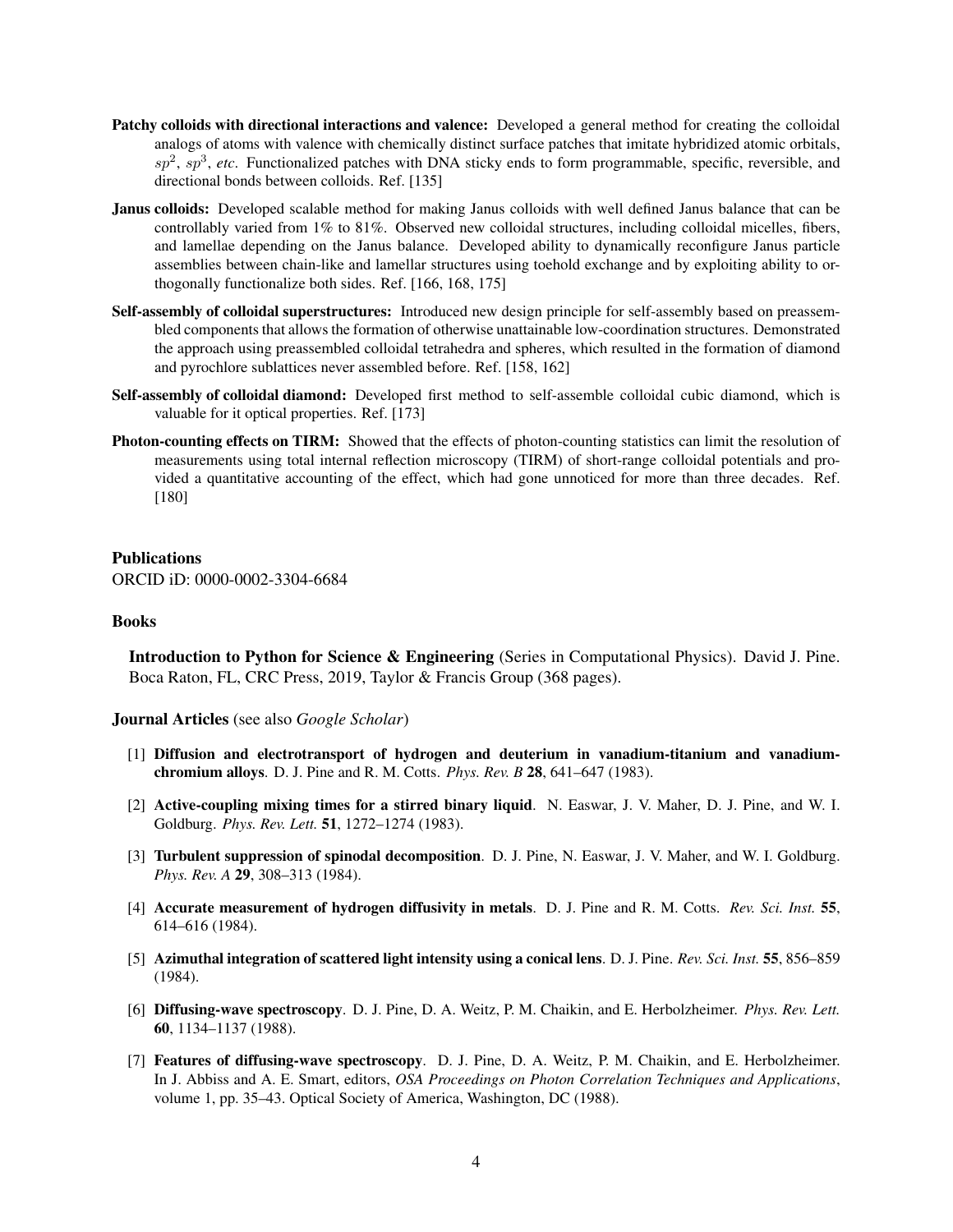**Patchy colloids with directional interactions and valence:** Developed a general method for creating the colloidal analogs of atoms with valence with chemically distinct surface patches that imitate hybridized atomic orbitals, $sp^2$, $sp^3$, *etc*. Functionalized patches with DNA sticky ends to form programmable, specific, reversible, and directional bonds between colloids. Ref. [135]

**Janus colloids:** Developed scalable method for making Janus colloids with well defined Janus balance that can be controllably varied from 1% to 81%. Observed new colloidal structures, including colloidal micelles, fibers, and lamellae depending on the Janus balance. Developed ability to dynamically reconfigure Janus particle assemblies between chain-like and lamellar structures using toehold exchange and by exploiting ability to orthogonally functionalize both sides. Ref. [166, 168, 175]

**Self-assembly of colloidal superstructures:** Introduced new design principle for self-assembly based on preassembled components that allows the formation of otherwise unattainable low-coordination structures. Demonstrated the approach using preassembled colloidal tetrahedra and spheres, which resulted in the formation of diamond and pyrochlore sublattices never assembled before. Ref. [158, 162]

**Self-assembly of colloidal diamond:** Developed first method to self-assemble colloidal cubic diamond, which is valuable for it optical properties. Ref. [173]

**Photon-counting effects on TIRM:** Showed that the effects of photon-counting statistics can limit the resolution of measurements using total internal reflection microscopy (TIRM) of short-range colloidal potentials and provided a quantitative accounting of the effect, which had gone unnoticed for more than three decades. Ref. [180]

## Publications

ORCID iD: 0000-0002-3304-6684

### Books

**Introduction to Python for Science & Engineering** (Series in Computational Physics). David J. Pine. Boca Raton, FL, CRC Press, 2019, Taylor & Francis Group (368 pages).

### Journal Articles (see also *Google Scholar*)

[1] **Diffusion and electrotransport of hydrogen and deuterium in vanadium-titanium and vanadium-chromium alloys**. D. J. Pine and R. M. Cotts. *Phys. Rev. B* **28**, 641–647 (1983).

[2] **Active-coupling mixing times for a stirred binary liquid**. N. Easwar, J. V. Maher, D. J. Pine, and W. I. Goldburg. *Phys. Rev. Lett.* **51**, 1272–1274 (1983).

[3] **Turbulent suppression of spinodal decomposition**. D. J. Pine, N. Easwar, J. V. Maher, and W. I. Goldburg. *Phys. Rev. A* **29**, 308–313 (1984).

[4] **Accurate measurement of hydrogen diffusivity in metals**. D. J. Pine and R. M. Cotts. *Rev. Sci. Inst.* **55**, 614–616 (1984).

[5] **Azimuthal integration of scattered light intensity using a conical lens**. D. J. Pine. *Rev. Sci. Inst.* **55**, 856–859 (1984).

[6] **Diffusing-wave spectroscopy**. D. J. Pine, D. A. Weitz, P. M. Chaikin, and E. Herbolzheimer. *Phys. Rev. Lett.* **60**, 1134–1137 (1988).

[7] **Features of diffusing-wave spectroscopy**. D. J. Pine, D. A. Weitz, P. M. Chaikin, and E. Herbolzheimer. In J. Abbiss and A. E. Smart, editors, *OSA Proceedings on Photon Correlation Techniques and Applications*, volume 1, pp. 35–43. Optical Society of America, Washington, DC (1988).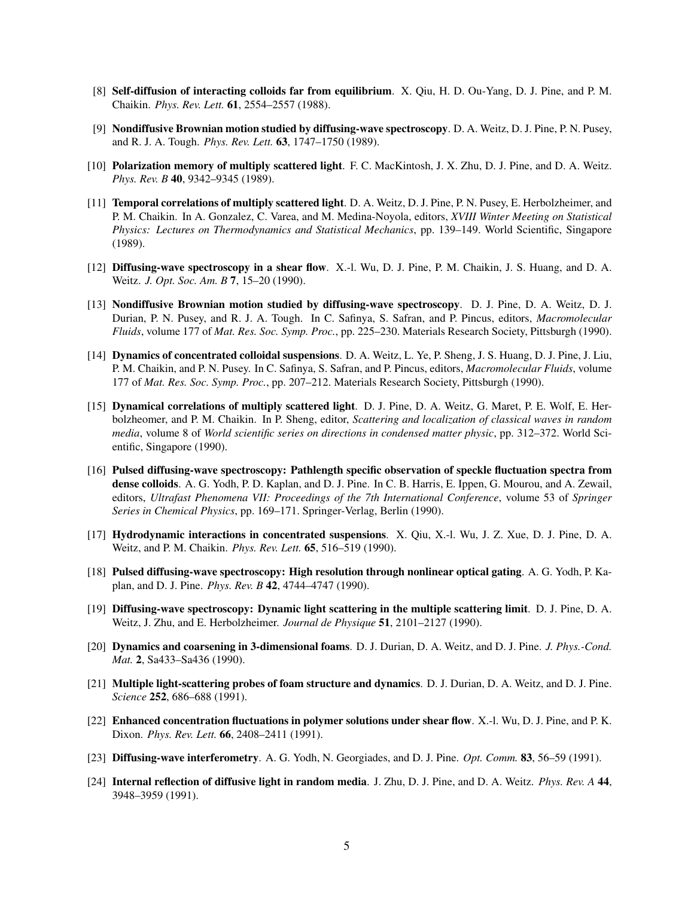[8] **Self-diffusion of interacting colloids far from equilibrium**. X. Qiu, H. D. Ou-Yang, D. J. Pine, and P. M. Chaikin. *Phys. Rev. Lett.* **61**, 2554–2557 (1988).

[9] **Nondiffusive Brownian motion studied by diffusing-wave spectroscopy**. D. A. Weitz, D. J. Pine, P. N. Pusey, and R. J. A. Tough. *Phys. Rev. Lett.* **63**, 1747–1750 (1989).

[10] **Polarization memory of multiply scattered light**. F. C. MacKintosh, J. X. Zhu, D. J. Pine, and D. A. Weitz. *Phys. Rev. B* **40**, 9342–9345 (1989).

[11] **Temporal correlations of multiply scattered light**. D. A. Weitz, D. J. Pine, P. N. Pusey, E. Herbolzheimer, and P. M. Chaikin. In A. Gonzalez, C. Varea, and M. Medina-Noyola, editors, *XVIII Winter Meeting on Statistical Physics: Lectures on Thermodynamics and Statistical Mechanics*, pp. 139–149. World Scientific, Singapore (1989).

[12] **Diffusing-wave spectroscopy in a shear flow**. X.-l. Wu, D. J. Pine, P. M. Chaikin, J. S. Huang, and D. A. Weitz. *J. Opt. Soc. Am. B* **7**, 15–20 (1990).

[13] **Nondiffusive Brownian motion studied by diffusing-wave spectroscopy**. D. J. Pine, D. A. Weitz, D. J. Durian, P. N. Pusey, and R. J. A. Tough. In C. Safinya, S. Safran, and P. Pincus, editors, *Macromolecular Fluids*, volume 177 of *Mat. Res. Soc. Symp. Proc.*, pp. 225–230. Materials Research Society, Pittsburgh (1990).

[14] **Dynamics of concentrated colloidal suspensions**. D. A. Weitz, L. Ye, P. Sheng, J. S. Huang, D. J. Pine, J. Liu, P. M. Chaikin, and P. N. Pusey. In C. Safinya, S. Safran, and P. Pincus, editors, *Macromolecular Fluids*, volume 177 of *Mat. Res. Soc. Symp. Proc.*, pp. 207–212. Materials Research Society, Pittsburgh (1990).

[15] **Dynamical correlations of multiply scattered light**. D. J. Pine, D. A. Weitz, G. Maret, P. E. Wolf, E. Herbolzheomer, and P. M. Chaikin. In P. Sheng, editor, *Scattering and localization of classical waves in random media*, volume 8 of *World scientific series on directions in condensed matter physic*, pp. 312–372. World Scientific, Singapore (1990).

[16] **Pulsed diffusing-wave spectroscopy: Pathlength specific observation of speckle fluctuation spectra from dense colloids**. A. G. Yodh, P. D. Kaplan, and D. J. Pine. In C. B. Harris, E. Ippen, G. Mourou, and A. Zewail, editors, *Ultrafast Phenomena VII: Proceedings of the 7th International Conference*, volume 53 of *Springer Series in Chemical Physics*, pp. 169–171. Springer-Verlag, Berlin (1990).

[17] **Hydrodynamic interactions in concentrated suspensions**. X. Qiu, X.-l. Wu, J. Z. Xue, D. J. Pine, D. A. Weitz, and P. M. Chaikin. *Phys. Rev. Lett.* **65**, 516–519 (1990).

[18] **Pulsed diffusing-wave spectroscopy: High resolution through nonlinear optical gating**. A. G. Yodh, P. Kaplan, and D. J. Pine. *Phys. Rev. B* **42**, 4744–4747 (1990).

[19] **Diffusing-wave spectroscopy: Dynamic light scattering in the multiple scattering limit**. D. J. Pine, D. A. Weitz, J. Zhu, and E. Herbolzheimer. *Journal de Physique* **51**, 2101–2127 (1990).

[20] **Dynamics and coarsening in 3-dimensional foams**. D. J. Durian, D. A. Weitz, and D. J. Pine. *J. Phys.-Cond. Mat.* **2**, Sa433–Sa436 (1990).

[21] **Multiple light-scattering probes of foam structure and dynamics**. D. J. Durian, D. A. Weitz, and D. J. Pine. *Science* **252**, 686–688 (1991).

[22] **Enhanced concentration fluctuations in polymer solutions under shear flow**. X.-l. Wu, D. J. Pine, and P. K. Dixon. *Phys. Rev. Lett.* **66**, 2408–2411 (1991).

[23] **Diffusing-wave interferometry**. A. G. Yodh, N. Georgiades, and D. J. Pine. *Opt. Comm.* **83**, 56–59 (1991).

[24] **Internal reflection of diffusive light in random media**. J. Zhu, D. J. Pine, and D. A. Weitz. *Phys. Rev. A* **44**, 3948–3959 (1991).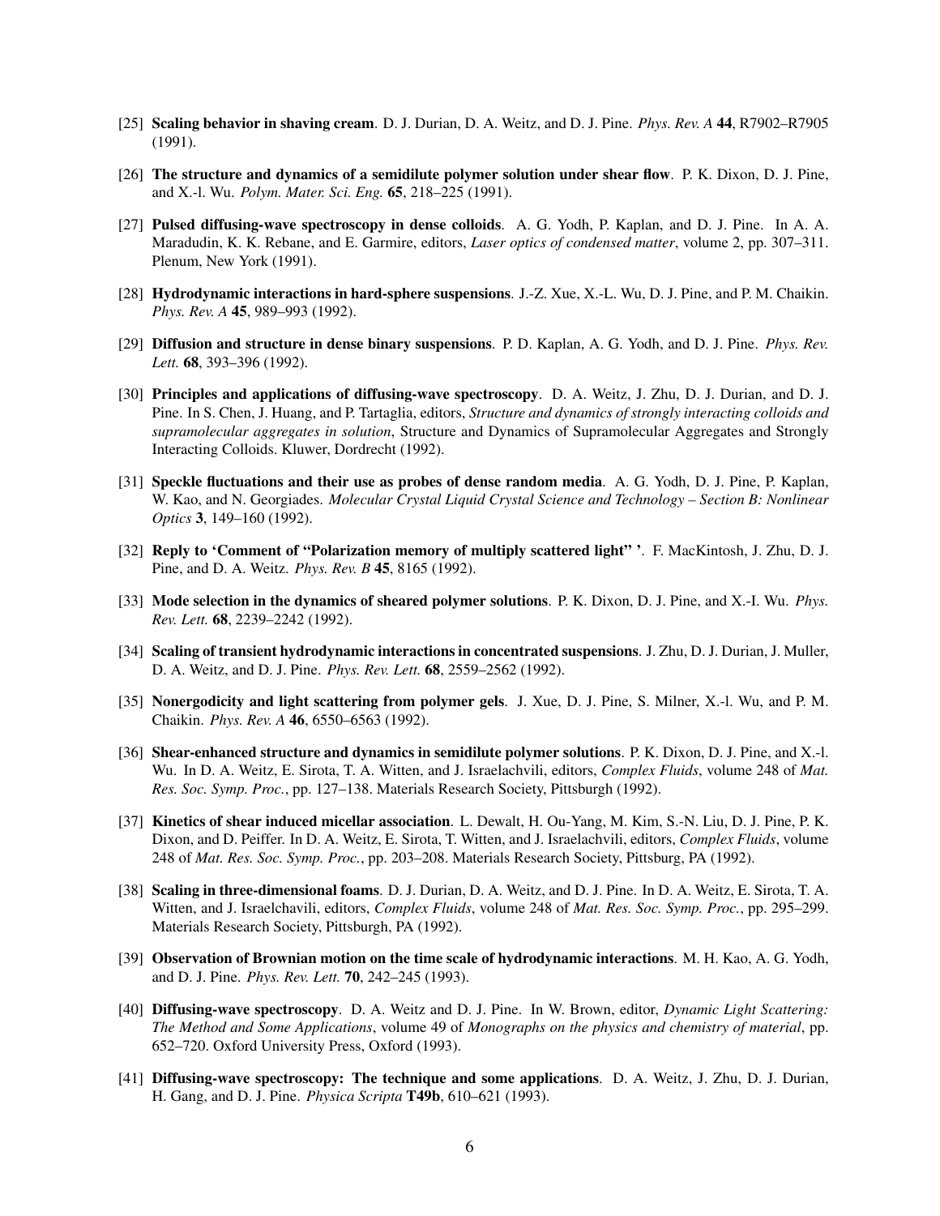[25] **Scaling behavior in shaving cream**. D. J. Durian, D. A. Weitz, and D. J. Pine. *Phys. Rev. A* **44**, R7902–R7905 (1991).

[26] **The structure and dynamics of a semidilute polymer solution under shear flow**. P. K. Dixon, D. J. Pine, and X.-l. Wu. *Polym. Mater. Sci. Eng.* **65**, 218–225 (1991).

[27] **Pulsed diffusing-wave spectroscopy in dense colloids**. A. G. Yodh, P. Kaplan, and D. J. Pine. In A. A. Maradudin, K. K. Rebane, and E. Garmire, editors, *Laser optics of condensed matter*, volume 2, pp. 307–311. Plenum, New York (1991).

[28] **Hydrodynamic interactions in hard-sphere suspensions**. J.-Z. Xue, X.-L. Wu, D. J. Pine, and P. M. Chaikin. *Phys. Rev. A* **45**, 989–993 (1992).

[29] **Diffusion and structure in dense binary suspensions**. P. D. Kaplan, A. G. Yodh, and D. J. Pine. *Phys. Rev. Lett.* **68**, 393–396 (1992).

[30] **Principles and applications of diffusing-wave spectroscopy**. D. A. Weitz, J. Zhu, D. J. Durian, and D. J. Pine. In S. Chen, J. Huang, and P. Tartaglia, editors, *Structure and dynamics of strongly interacting colloids and supramolecular aggregates in solution*, Structure and Dynamics of Supramolecular Aggregates and Strongly Interacting Colloids. Kluwer, Dordrecht (1992).

[31] **Speckle fluctuations and their use as probes of dense random media**. A. G. Yodh, D. J. Pine, P. Kaplan, W. Kao, and N. Georgiades. *Molecular Crystal Liquid Crystal Science and Technology – Section B: Nonlinear Optics* **3**, 149–160 (1992).

[32] **Reply to 'Comment of "Polarization memory of multiply scattered light" '**. F. MacKintosh, J. Zhu, D. J. Pine, and D. A. Weitz. *Phys. Rev. B* **45**, 8165 (1992).

[33] **Mode selection in the dynamics of sheared polymer solutions**. P. K. Dixon, D. J. Pine, and X.-I. Wu. *Phys. Rev. Lett.* **68**, 2239–2242 (1992).

[34] **Scaling of transient hydrodynamic interactions in concentrated suspensions**. J. Zhu, D. J. Durian, J. Muller, D. A. Weitz, and D. J. Pine. *Phys. Rev. Lett.* **68**, 2559–2562 (1992).

[35] **Nonergodicity and light scattering from polymer gels**. J. Xue, D. J. Pine, S. Milner, X.-l. Wu, and P. M. Chaikin. *Phys. Rev. A* **46**, 6550–6563 (1992).

[36] **Shear-enhanced structure and dynamics in semidilute polymer solutions**. P. K. Dixon, D. J. Pine, and X.-l. Wu. In D. A. Weitz, E. Sirota, T. A. Witten, and J. Israelachvili, editors, *Complex Fluids*, volume 248 of *Mat. Res. Soc. Symp. Proc.*, pp. 127–138. Materials Research Society, Pittsburgh (1992).

[37] **Kinetics of shear induced micellar association**. L. Dewalt, H. Ou-Yang, M. Kim, S.-N. Liu, D. J. Pine, P. K. Dixon, and D. Peiffer. In D. A. Weitz, E. Sirota, T. Witten, and J. Israelachvili, editors, *Complex Fluids*, volume 248 of *Mat. Res. Soc. Symp. Proc.*, pp. 203–208. Materials Research Society, Pittsburg, PA (1992).

[38] **Scaling in three-dimensional foams**. D. J. Durian, D. A. Weitz, and D. J. Pine. In D. A. Weitz, E. Sirota, T. A. Witten, and J. Israelchavili, editors, *Complex Fluids*, volume 248 of *Mat. Res. Soc. Symp. Proc.*, pp. 295–299. Materials Research Society, Pittsburgh, PA (1992).

[39] **Observation of Brownian motion on the time scale of hydrodynamic interactions**. M. H. Kao, A. G. Yodh, and D. J. Pine. *Phys. Rev. Lett.* **70**, 242–245 (1993).

[40] **Diffusing-wave spectroscopy**. D. A. Weitz and D. J. Pine. In W. Brown, editor, *Dynamic Light Scattering: The Method and Some Applications*, volume 49 of *Monographs on the physics and chemistry of material*, pp. 652–720. Oxford University Press, Oxford (1993).

[41] **Diffusing-wave spectroscopy: The technique and some applications**. D. A. Weitz, J. Zhu, D. J. Durian, H. Gang, and D. J. Pine. *Physica Scripta* **T49b**, 610–621 (1993).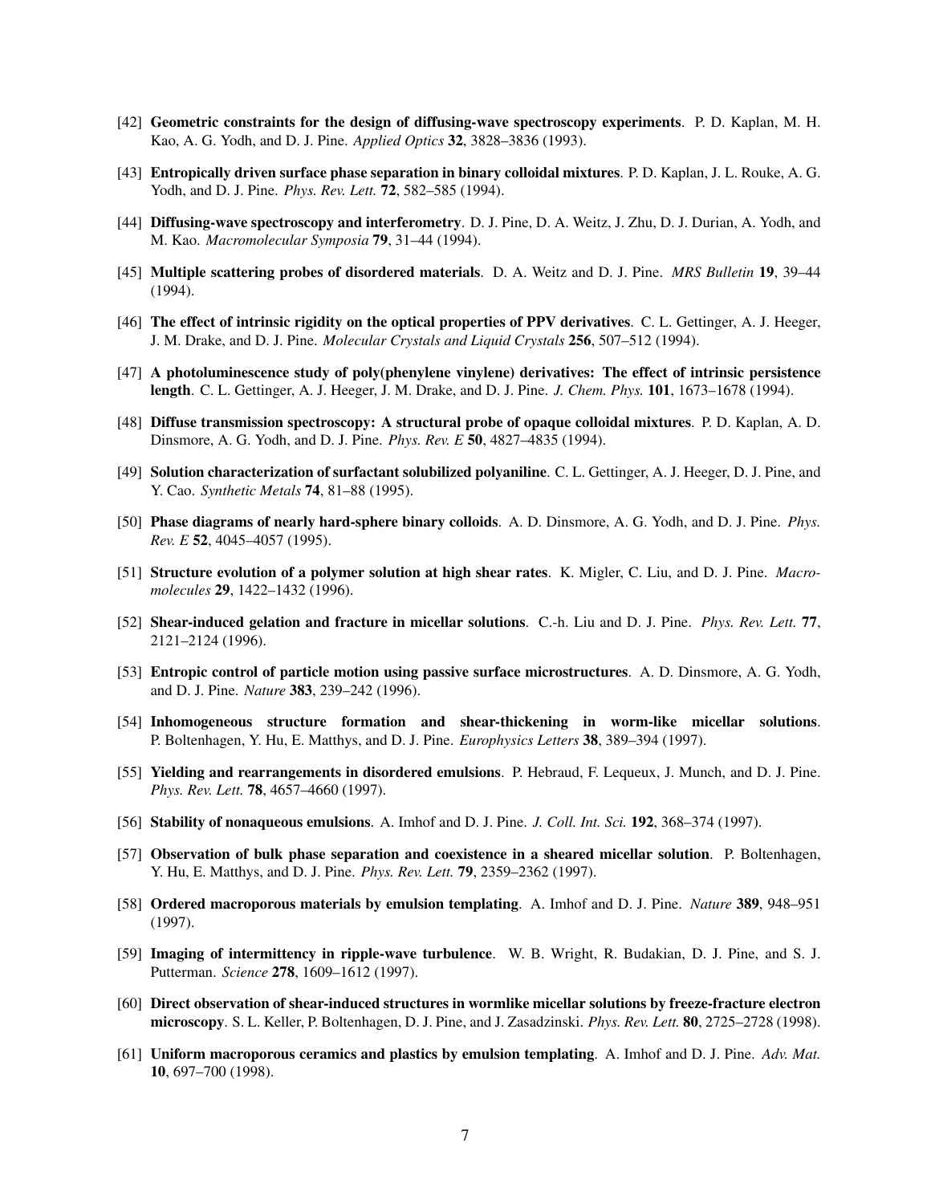[42] **Geometric constraints for the design of diffusing-wave spectroscopy experiments**. P. D. Kaplan, M. H. Kao, A. G. Yodh, and D. J. Pine. *Applied Optics* **32**, 3828–3836 (1993).

[43] **Entropically driven surface phase separation in binary colloidal mixtures**. P. D. Kaplan, J. L. Rouke, A. G. Yodh, and D. J. Pine. *Phys. Rev. Lett.* **72**, 582–585 (1994).

[44] **Diffusing-wave spectroscopy and interferometry**. D. J. Pine, D. A. Weitz, J. Zhu, D. J. Durian, A. Yodh, and M. Kao. *Macromolecular Symposia* **79**, 31–44 (1994).

[45] **Multiple scattering probes of disordered materials**. D. A. Weitz and D. J. Pine. *MRS Bulletin* **19**, 39–44 (1994).

[46] **The effect of intrinsic rigidity on the optical properties of PPV derivatives**. C. L. Gettinger, A. J. Heeger, J. M. Drake, and D. J. Pine. *Molecular Crystals and Liquid Crystals* **256**, 507–512 (1994).

[47] **A photoluminescence study of poly(phenylene vinylene) derivatives: The effect of intrinsic persistence length**. C. L. Gettinger, A. J. Heeger, J. M. Drake, and D. J. Pine. *J. Chem. Phys.* **101**, 1673–1678 (1994).

[48] **Diffuse transmission spectroscopy: A structural probe of opaque colloidal mixtures**. P. D. Kaplan, A. D. Dinsmore, A. G. Yodh, and D. J. Pine. *Phys. Rev. E* **50**, 4827–4835 (1994).

[49] **Solution characterization of surfactant solubilized polyaniline**. C. L. Gettinger, A. J. Heeger, D. J. Pine, and Y. Cao. *Synthetic Metals* **74**, 81–88 (1995).

[50] **Phase diagrams of nearly hard-sphere binary colloids**. A. D. Dinsmore, A. G. Yodh, and D. J. Pine. *Phys. Rev. E* **52**, 4045–4057 (1995).

[51] **Structure evolution of a polymer solution at high shear rates**. K. Migler, C. Liu, and D. J. Pine. *Macromolecules* **29**, 1422–1432 (1996).

[52] **Shear-induced gelation and fracture in micellar solutions**. C.-h. Liu and D. J. Pine. *Phys. Rev. Lett.* **77**, 2121–2124 (1996).

[53] **Entropic control of particle motion using passive surface microstructures**. A. D. Dinsmore, A. G. Yodh, and D. J. Pine. *Nature* **383**, 239–242 (1996).

[54] **Inhomogeneous structure formation and shear-thickening in worm-like micellar solutions**. P. Boltenhagen, Y. Hu, E. Matthys, and D. J. Pine. *Europhysics Letters* **38**, 389–394 (1997).

[55] **Yielding and rearrangements in disordered emulsions**. P. Hebraud, F. Lequeux, J. Munch, and D. J. Pine. *Phys. Rev. Lett.* **78**, 4657–4660 (1997).

[56] **Stability of nonaqueous emulsions**. A. Imhof and D. J. Pine. *J. Coll. Int. Sci.* **192**, 368–374 (1997).

[57] **Observation of bulk phase separation and coexistence in a sheared micellar solution**. P. Boltenhagen, Y. Hu, E. Matthys, and D. J. Pine. *Phys. Rev. Lett.* **79**, 2359–2362 (1997).

[58] **Ordered macroporous materials by emulsion templating**. A. Imhof and D. J. Pine. *Nature* **389**, 948–951 (1997).

[59] **Imaging of intermittency in ripple-wave turbulence**. W. B. Wright, R. Budakian, D. J. Pine, and S. J. Putterman. *Science* **278**, 1609–1612 (1997).

[60] **Direct observation of shear-induced structures in wormlike micellar solutions by freeze-fracture electron microscopy**. S. L. Keller, P. Boltenhagen, D. J. Pine, and J. Zasadzinski. *Phys. Rev. Lett.* **80**, 2725–2728 (1998).

[61] **Uniform macroporous ceramics and plastics by emulsion templating**. A. Imhof and D. J. Pine. *Adv. Mat.* **10**, 697–700 (1998).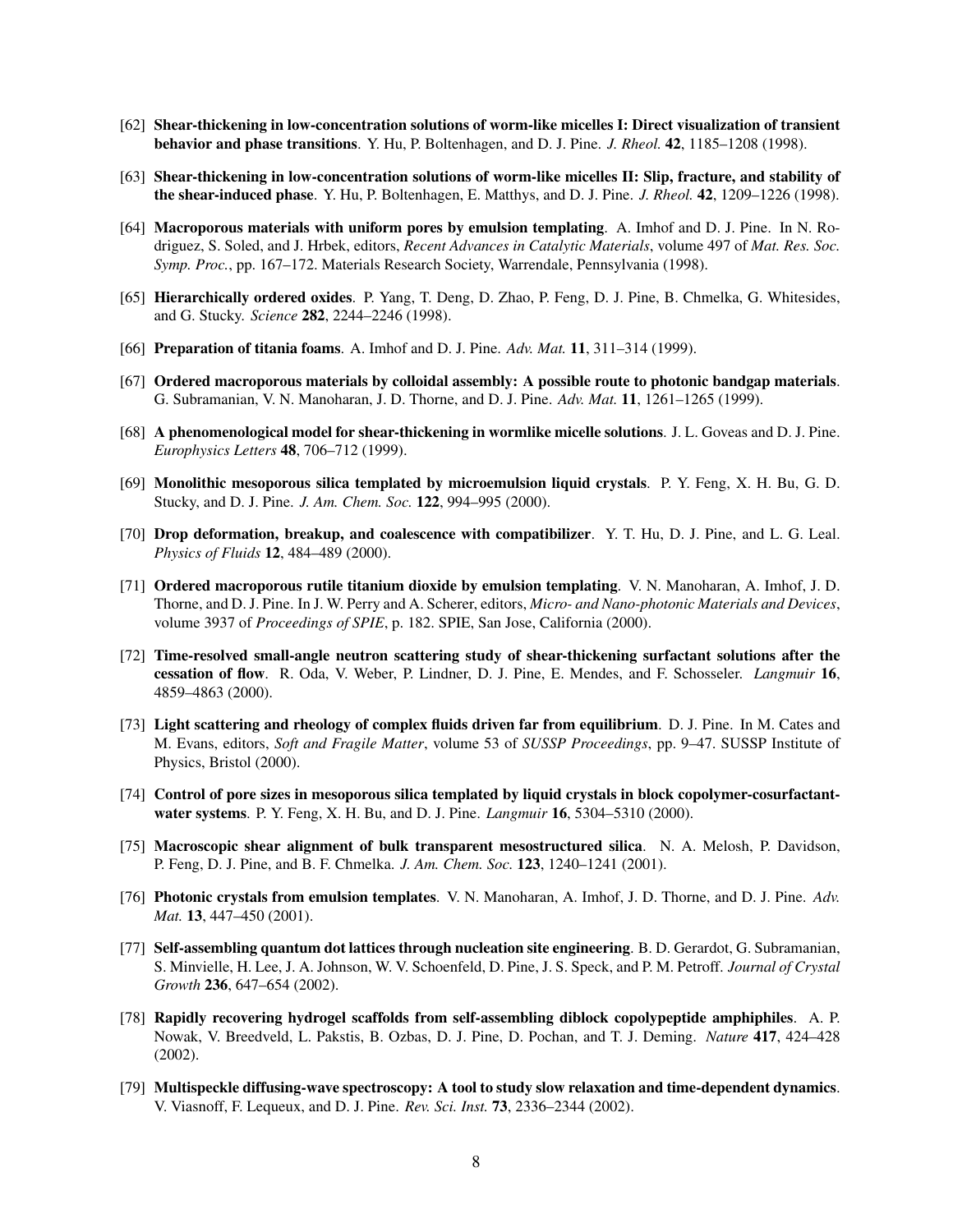[62] **Shear-thickening in low-concentration solutions of worm-like micelles I: Direct visualization of transient behavior and phase transitions**. Y. Hu, P. Boltenhagen, and D. J. Pine. *J. Rheol.* **42**, 1185–1208 (1998).

[63] **Shear-thickening in low-concentration solutions of worm-like micelles II: Slip, fracture, and stability of the shear-induced phase**. Y. Hu, P. Boltenhagen, E. Matthys, and D. J. Pine. *J. Rheol.* **42**, 1209–1226 (1998).

[64] **Macroporous materials with uniform pores by emulsion templating**. A. Imhof and D. J. Pine. In N. Rodriguez, S. Soled, and J. Hrbek, editors, *Recent Advances in Catalytic Materials*, volume 497 of *Mat. Res. Soc. Symp. Proc.*, pp. 167–172. Materials Research Society, Warrendale, Pennsylvania (1998).

[65] **Hierarchically ordered oxides**. P. Yang, T. Deng, D. Zhao, P. Feng, D. J. Pine, B. Chmelka, G. Whitesides, and G. Stucky. *Science* **282**, 2244–2246 (1998).

[66] **Preparation of titania foams**. A. Imhof and D. J. Pine. *Adv. Mat.* **11**, 311–314 (1999).

[67] **Ordered macroporous materials by colloidal assembly: A possible route to photonic bandgap materials**. G. Subramanian, V. N. Manoharan, J. D. Thorne, and D. J. Pine. *Adv. Mat.* **11**, 1261–1265 (1999).

[68] **A phenomenological model for shear-thickening in wormlike micelle solutions**. J. L. Goveas and D. J. Pine. *Europhysics Letters* **48**, 706–712 (1999).

[69] **Monolithic mesoporous silica templated by microemulsion liquid crystals**. P. Y. Feng, X. H. Bu, G. D. Stucky, and D. J. Pine. *J. Am. Chem. Soc.* **122**, 994–995 (2000).

[70] **Drop deformation, breakup, and coalescence with compatibilizer**. Y. T. Hu, D. J. Pine, and L. G. Leal. *Physics of Fluids* **12**, 484–489 (2000).

[71] **Ordered macroporous rutile titanium dioxide by emulsion templating**. V. N. Manoharan, A. Imhof, J. D. Thorne, and D. J. Pine. In J. W. Perry and A. Scherer, editors, *Micro- and Nano-photonic Materials and Devices*, volume 3937 of *Proceedings of SPIE*, p. 182. SPIE, San Jose, California (2000).

[72] **Time-resolved small-angle neutron scattering study of shear-thickening surfactant solutions after the cessation of flow**. R. Oda, V. Weber, P. Lindner, D. J. Pine, E. Mendes, and F. Schosseler. *Langmuir* **16**, 4859–4863 (2000).

[73] **Light scattering and rheology of complex fluids driven far from equilibrium**. D. J. Pine. In M. Cates and M. Evans, editors, *Soft and Fragile Matter*, volume 53 of *SUSSP Proceedings*, pp. 9–47. SUSSP Institute of Physics, Bristol (2000).

[74] **Control of pore sizes in mesoporous silica templated by liquid crystals in block copolymer-cosurfactant-water systems**. P. Y. Feng, X. H. Bu, and D. J. Pine. *Langmuir* **16**, 5304–5310 (2000).

[75] **Macroscopic shear alignment of bulk transparent mesostructured silica**. N. A. Melosh, P. Davidson, P. Feng, D. J. Pine, and B. F. Chmelka. *J. Am. Chem. Soc.* **123**, 1240–1241 (2001).

[76] **Photonic crystals from emulsion templates**. V. N. Manoharan, A. Imhof, J. D. Thorne, and D. J. Pine. *Adv. Mat.* **13**, 447–450 (2001).

[77] **Self-assembling quantum dot lattices through nucleation site engineering**. B. D. Gerardot, G. Subramanian, S. Minvielle, H. Lee, J. A. Johnson, W. V. Schoenfeld, D. Pine, J. S. Speck, and P. M. Petroff. *Journal of Crystal Growth* **236**, 647–654 (2002).

[78] **Rapidly recovering hydrogel scaffolds from self-assembling diblock copolypeptide amphiphiles**. A. P. Nowak, V. Breedveld, L. Pakstis, B. Ozbas, D. J. Pine, D. Pochan, and T. J. Deming. *Nature* **417**, 424–428 (2002).

[79] **Multispeckle diffusing-wave spectroscopy: A tool to study slow relaxation and time-dependent dynamics**. V. Viasnoff, F. Lequeux, and D. J. Pine. *Rev. Sci. Inst.* **73**, 2336–2344 (2002).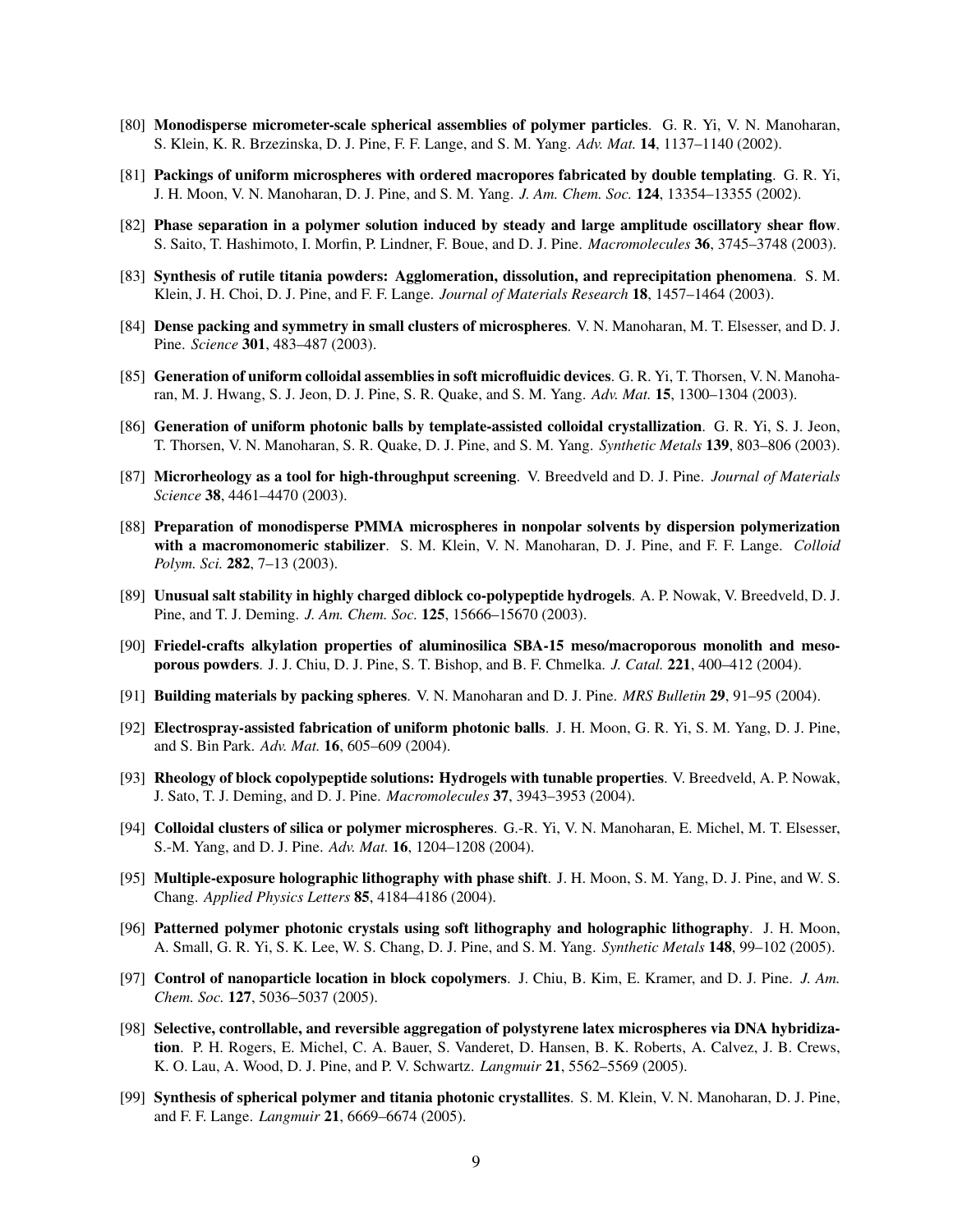[80] **Monodisperse micrometer-scale spherical assemblies of polymer particles**. G. R. Yi, V. N. Manoharan, S. Klein, K. R. Brzezinska, D. J. Pine, F. F. Lange, and S. M. Yang. *Adv. Mat.* **14**, 1137–1140 (2002).

[81] **Packings of uniform microspheres with ordered macropores fabricated by double templating**. G. R. Yi, J. H. Moon, V. N. Manoharan, D. J. Pine, and S. M. Yang. *J. Am. Chem. Soc.* **124**, 13354–13355 (2002).

[82] **Phase separation in a polymer solution induced by steady and large amplitude oscillatory shear flow**. S. Saito, T. Hashimoto, I. Morfin, P. Lindner, F. Boue, and D. J. Pine. *Macromolecules* **36**, 3745–3748 (2003).

[83] **Synthesis of rutile titania powders: Agglomeration, dissolution, and reprecipitation phenomena**. S. M. Klein, J. H. Choi, D. J. Pine, and F. F. Lange. *Journal of Materials Research* **18**, 1457–1464 (2003).

[84] **Dense packing and symmetry in small clusters of microspheres**. V. N. Manoharan, M. T. Elsesser, and D. J. Pine. *Science* **301**, 483–487 (2003).

[85] **Generation of uniform colloidal assemblies in soft microfluidic devices**. G. R. Yi, T. Thorsen, V. N. Manoharan, M. J. Hwang, S. J. Jeon, D. J. Pine, S. R. Quake, and S. M. Yang. *Adv. Mat.* **15**, 1300–1304 (2003).

[86] **Generation of uniform photonic balls by template-assisted colloidal crystallization**. G. R. Yi, S. J. Jeon, T. Thorsen, V. N. Manoharan, S. R. Quake, D. J. Pine, and S. M. Yang. *Synthetic Metals* **139**, 803–806 (2003).

[87] **Microrheology as a tool for high-throughput screening**. V. Breedveld and D. J. Pine. *Journal of Materials Science* **38**, 4461–4470 (2003).

[88] **Preparation of monodisperse PMMA microspheres in nonpolar solvents by dispersion polymerization with a macromonomeric stabilizer**. S. M. Klein, V. N. Manoharan, D. J. Pine, and F. F. Lange. *Colloid Polym. Sci.* **282**, 7–13 (2003).

[89] **Unusual salt stability in highly charged diblock co-polypeptide hydrogels**. A. P. Nowak, V. Breedveld, D. J. Pine, and T. J. Deming. *J. Am. Chem. Soc.* **125**, 15666–15670 (2003).

[90] **Friedel-crafts alkylation properties of aluminosilica SBA-15 meso/macroporous monolith and mesoporous powders**. J. J. Chiu, D. J. Pine, S. T. Bishop, and B. F. Chmelka. *J. Catal.* **221**, 400–412 (2004).

[91] **Building materials by packing spheres**. V. N. Manoharan and D. J. Pine. *MRS Bulletin* **29**, 91–95 (2004).

[92] **Electrospray-assisted fabrication of uniform photonic balls**. J. H. Moon, G. R. Yi, S. M. Yang, D. J. Pine, and S. Bin Park. *Adv. Mat.* **16**, 605–609 (2004).

[93] **Rheology of block copolypeptide solutions: Hydrogels with tunable properties**. V. Breedveld, A. P. Nowak, J. Sato, T. J. Deming, and D. J. Pine. *Macromolecules* **37**, 3943–3953 (2004).

[94] **Colloidal clusters of silica or polymer microspheres**. G.-R. Yi, V. N. Manoharan, E. Michel, M. T. Elsesser, S.-M. Yang, and D. J. Pine. *Adv. Mat.* **16**, 1204–1208 (2004).

[95] **Multiple-exposure holographic lithography with phase shift**. J. H. Moon, S. M. Yang, D. J. Pine, and W. S. Chang. *Applied Physics Letters* **85**, 4184–4186 (2004).

[96] **Patterned polymer photonic crystals using soft lithography and holographic lithography**. J. H. Moon, A. Small, G. R. Yi, S. K. Lee, W. S. Chang, D. J. Pine, and S. M. Yang. *Synthetic Metals* **148**, 99–102 (2005).

[97] **Control of nanoparticle location in block copolymers**. J. Chiu, B. Kim, E. Kramer, and D. J. Pine. *J. Am. Chem. Soc.* **127**, 5036–5037 (2005).

[98] **Selective, controllable, and reversible aggregation of polystyrene latex microspheres via DNA hybridization**. P. H. Rogers, E. Michel, C. A. Bauer, S. Vanderet, D. Hansen, B. K. Roberts, A. Calvez, J. B. Crews, K. O. Lau, A. Wood, D. J. Pine, and P. V. Schwartz. *Langmuir* **21**, 5562–5569 (2005).

[99] **Synthesis of spherical polymer and titania photonic crystallites**. S. M. Klein, V. N. Manoharan, D. J. Pine, and F. F. Lange. *Langmuir* **21**, 6669–6674 (2005).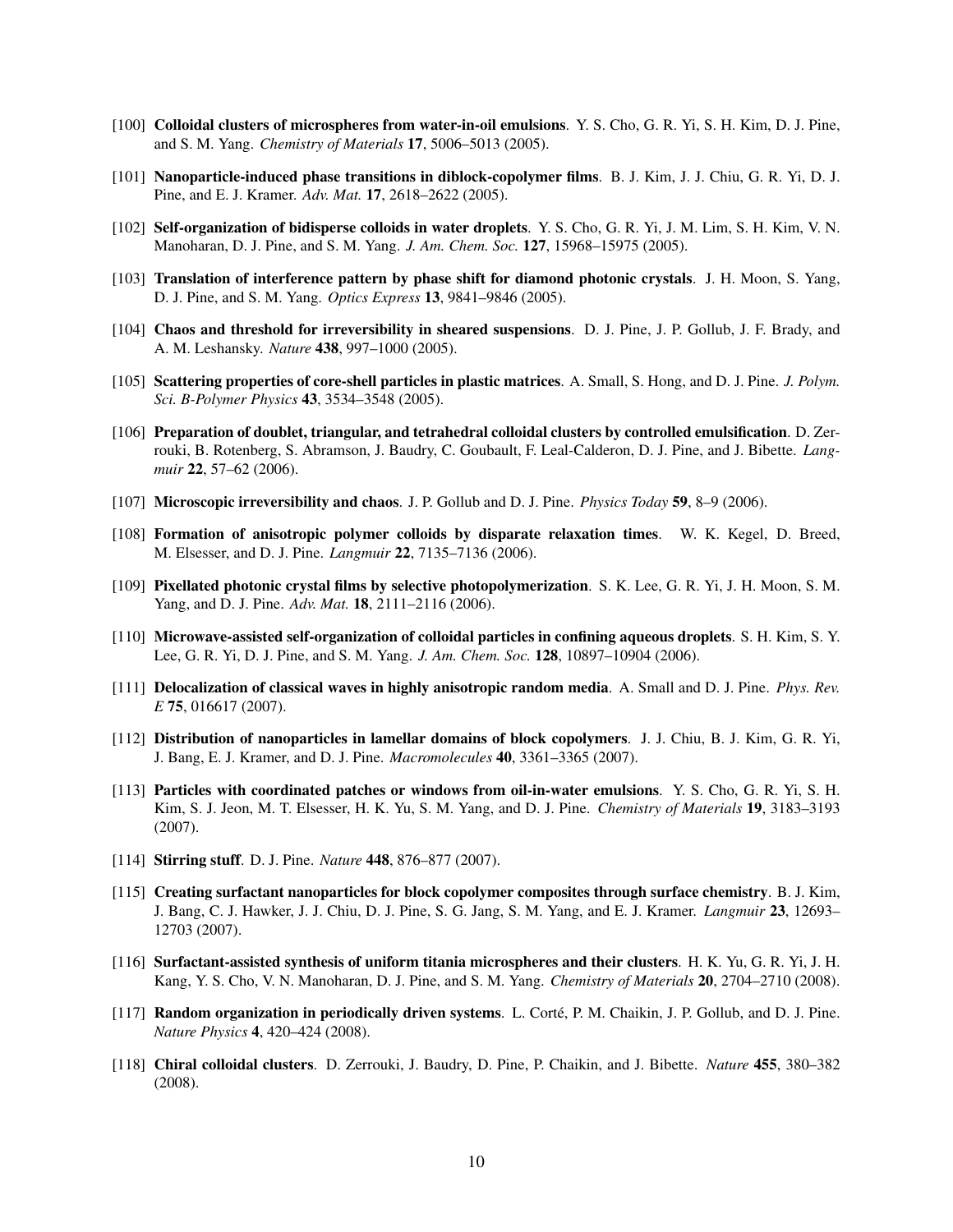[100] **Colloidal clusters of microspheres from water-in-oil emulsions**. Y. S. Cho, G. R. Yi, S. H. Kim, D. J. Pine, and S. M. Yang. *Chemistry of Materials* **17**, 5006–5013 (2005).

[101] **Nanoparticle-induced phase transitions in diblock-copolymer films**. B. J. Kim, J. J. Chiu, G. R. Yi, D. J. Pine, and E. J. Kramer. *Adv. Mat.* **17**, 2618–2622 (2005).

[102] **Self-organization of bidisperse colloids in water droplets**. Y. S. Cho, G. R. Yi, J. M. Lim, S. H. Kim, V. N. Manoharan, D. J. Pine, and S. M. Yang. *J. Am. Chem. Soc.* **127**, 15968–15975 (2005).

[103] **Translation of interference pattern by phase shift for diamond photonic crystals**. J. H. Moon, S. Yang, D. J. Pine, and S. M. Yang. *Optics Express* **13**, 9841–9846 (2005).

[104] **Chaos and threshold for irreversibility in sheared suspensions**. D. J. Pine, J. P. Gollub, J. F. Brady, and A. M. Leshansky. *Nature* **438**, 997–1000 (2005).

[105] **Scattering properties of core-shell particles in plastic matrices**. A. Small, S. Hong, and D. J. Pine. *J. Polym. Sci. B-Polymer Physics* **43**, 3534–3548 (2005).

[106] **Preparation of doublet, triangular, and tetrahedral colloidal clusters by controlled emulsification**. D. Zerrouki, B. Rotenberg, S. Abramson, J. Baudry, C. Goubault, F. Leal-Calderon, D. J. Pine, and J. Bibette. *Langmuir* **22**, 57–62 (2006).

[107] **Microscopic irreversibility and chaos**. J. P. Gollub and D. J. Pine. *Physics Today* **59**, 8–9 (2006).

[108] **Formation of anisotropic polymer colloids by disparate relaxation times**. W. K. Kegel, D. Breed, M. Elsesser, and D. J. Pine. *Langmuir* **22**, 7135–7136 (2006).

[109] **Pixellated photonic crystal films by selective photopolymerization**. S. K. Lee, G. R. Yi, J. H. Moon, S. M. Yang, and D. J. Pine. *Adv. Mat.* **18**, 2111–2116 (2006).

[110] **Microwave-assisted self-organization of colloidal particles in confining aqueous droplets**. S. H. Kim, S. Y. Lee, G. R. Yi, D. J. Pine, and S. M. Yang. *J. Am. Chem. Soc.* **128**, 10897–10904 (2006).

[111] **Delocalization of classical waves in highly anisotropic random media**. A. Small and D. J. Pine. *Phys. Rev. E* **75**, 016617 (2007).

[112] **Distribution of nanoparticles in lamellar domains of block copolymers**. J. J. Chiu, B. J. Kim, G. R. Yi, J. Bang, E. J. Kramer, and D. J. Pine. *Macromolecules* **40**, 3361–3365 (2007).

[113] **Particles with coordinated patches or windows from oil-in-water emulsions**. Y. S. Cho, G. R. Yi, S. H. Kim, S. J. Jeon, M. T. Elsesser, H. K. Yu, S. M. Yang, and D. J. Pine. *Chemistry of Materials* **19**, 3183–3193 (2007).

[114] **Stirring stuff**. D. J. Pine. *Nature* **448**, 876–877 (2007).

[115] **Creating surfactant nanoparticles for block copolymer composites through surface chemistry**. B. J. Kim, J. Bang, C. J. Hawker, J. J. Chiu, D. J. Pine, S. G. Jang, S. M. Yang, and E. J. Kramer. *Langmuir* **23**, 12693–12703 (2007).

[116] **Surfactant-assisted synthesis of uniform titania microspheres and their clusters**. H. K. Yu, G. R. Yi, J. H. Kang, Y. S. Cho, V. N. Manoharan, D. J. Pine, and S. M. Yang. *Chemistry of Materials* **20**, 2704–2710 (2008).

[117] **Random organization in periodically driven systems**. L. Corté, P. M. Chaikin, J. P. Gollub, and D. J. Pine. *Nature Physics* **4**, 420–424 (2008).

[118] **Chiral colloidal clusters**. D. Zerrouki, J. Baudry, D. Pine, P. Chaikin, and J. Bibette. *Nature* **455**, 380–382 (2008).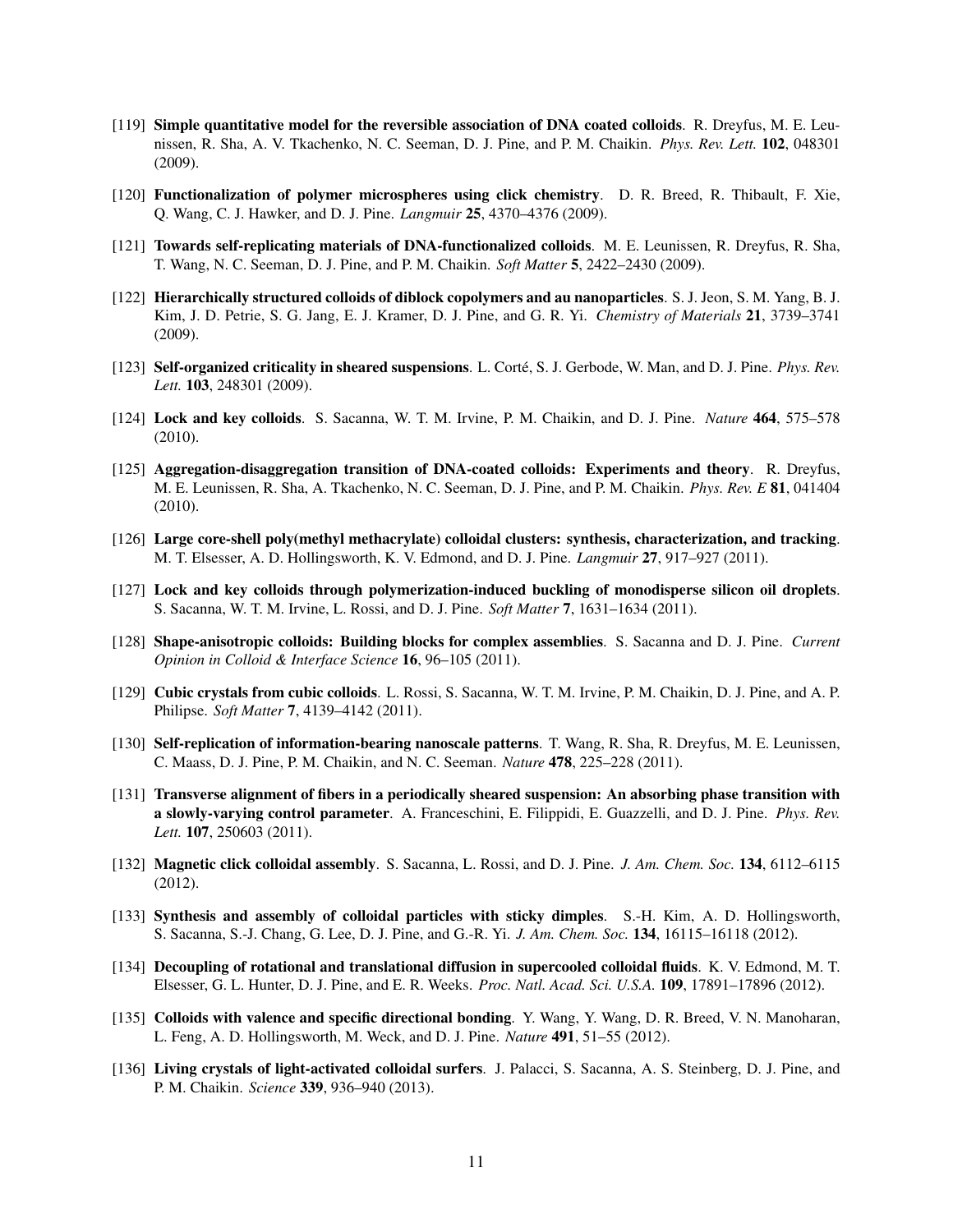[119] **Simple quantitative model for the reversible association of DNA coated colloids**. R. Dreyfus, M. E. Leunissen, R. Sha, A. V. Tkachenko, N. C. Seeman, D. J. Pine, and P. M. Chaikin. *Phys. Rev. Lett.* **102**, 048301 (2009).

[120] **Functionalization of polymer microspheres using click chemistry**. D. R. Breed, R. Thibault, F. Xie, Q. Wang, C. J. Hawker, and D. J. Pine. *Langmuir* **25**, 4370–4376 (2009).

[121] **Towards self-replicating materials of DNA-functionalized colloids**. M. E. Leunissen, R. Dreyfus, R. Sha, T. Wang, N. C. Seeman, D. J. Pine, and P. M. Chaikin. *Soft Matter* **5**, 2422–2430 (2009).

[122] **Hierarchically structured colloids of diblock copolymers and au nanoparticles**. S. J. Jeon, S. M. Yang, B. J. Kim, J. D. Petrie, S. G. Jang, E. J. Kramer, D. J. Pine, and G. R. Yi. *Chemistry of Materials* **21**, 3739–3741 (2009).

[123] **Self-organized criticality in sheared suspensions**. L. Corté, S. J. Gerbode, W. Man, and D. J. Pine. *Phys. Rev. Lett.* **103**, 248301 (2009).

[124] **Lock and key colloids**. S. Sacanna, W. T. M. Irvine, P. M. Chaikin, and D. J. Pine. *Nature* **464**, 575–578 (2010).

[125] **Aggregation-disaggregation transition of DNA-coated colloids: Experiments and theory**. R. Dreyfus, M. E. Leunissen, R. Sha, A. Tkachenko, N. C. Seeman, D. J. Pine, and P. M. Chaikin. *Phys. Rev. E* **81**, 041404 (2010).

[126] **Large core-shell poly(methyl methacrylate) colloidal clusters: synthesis, characterization, and tracking**. M. T. Elsesser, A. D. Hollingsworth, K. V. Edmond, and D. J. Pine. *Langmuir* **27**, 917–927 (2011).

[127] **Lock and key colloids through polymerization-induced buckling of monodisperse silicon oil droplets**. S. Sacanna, W. T. M. Irvine, L. Rossi, and D. J. Pine. *Soft Matter* **7**, 1631–1634 (2011).

[128] **Shape-anisotropic colloids: Building blocks for complex assemblies**. S. Sacanna and D. J. Pine. *Current Opinion in Colloid & Interface Science* **16**, 96–105 (2011).

[129] **Cubic crystals from cubic colloids**. L. Rossi, S. Sacanna, W. T. M. Irvine, P. M. Chaikin, D. J. Pine, and A. P. Philipse. *Soft Matter* **7**, 4139–4142 (2011).

[130] **Self-replication of information-bearing nanoscale patterns**. T. Wang, R. Sha, R. Dreyfus, M. E. Leunissen, C. Maass, D. J. Pine, P. M. Chaikin, and N. C. Seeman. *Nature* **478**, 225–228 (2011).

[131] **Transverse alignment of fibers in a periodically sheared suspension: An absorbing phase transition with a slowly-varying control parameter**. A. Franceschini, E. Filippidi, E. Guazzelli, and D. J. Pine. *Phys. Rev. Lett.* **107**, 250603 (2011).

[132] **Magnetic click colloidal assembly**. S. Sacanna, L. Rossi, and D. J. Pine. *J. Am. Chem. Soc.* **134**, 6112–6115 (2012).

[133] **Synthesis and assembly of colloidal particles with sticky dimples**. S.-H. Kim, A. D. Hollingsworth, S. Sacanna, S.-J. Chang, G. Lee, D. J. Pine, and G.-R. Yi. *J. Am. Chem. Soc.* **134**, 16115–16118 (2012).

[134] **Decoupling of rotational and translational diffusion in supercooled colloidal fluids**. K. V. Edmond, M. T. Elsesser, G. L. Hunter, D. J. Pine, and E. R. Weeks. *Proc. Natl. Acad. Sci. U.S.A.* **109**, 17891–17896 (2012).

[135] **Colloids with valence and specific directional bonding**. Y. Wang, Y. Wang, D. R. Breed, V. N. Manoharan, L. Feng, A. D. Hollingsworth, M. Weck, and D. J. Pine. *Nature* **491**, 51–55 (2012).

[136] **Living crystals of light-activated colloidal surfers**. J. Palacci, S. Sacanna, A. S. Steinberg, D. J. Pine, and P. M. Chaikin. *Science* **339**, 936–940 (2013).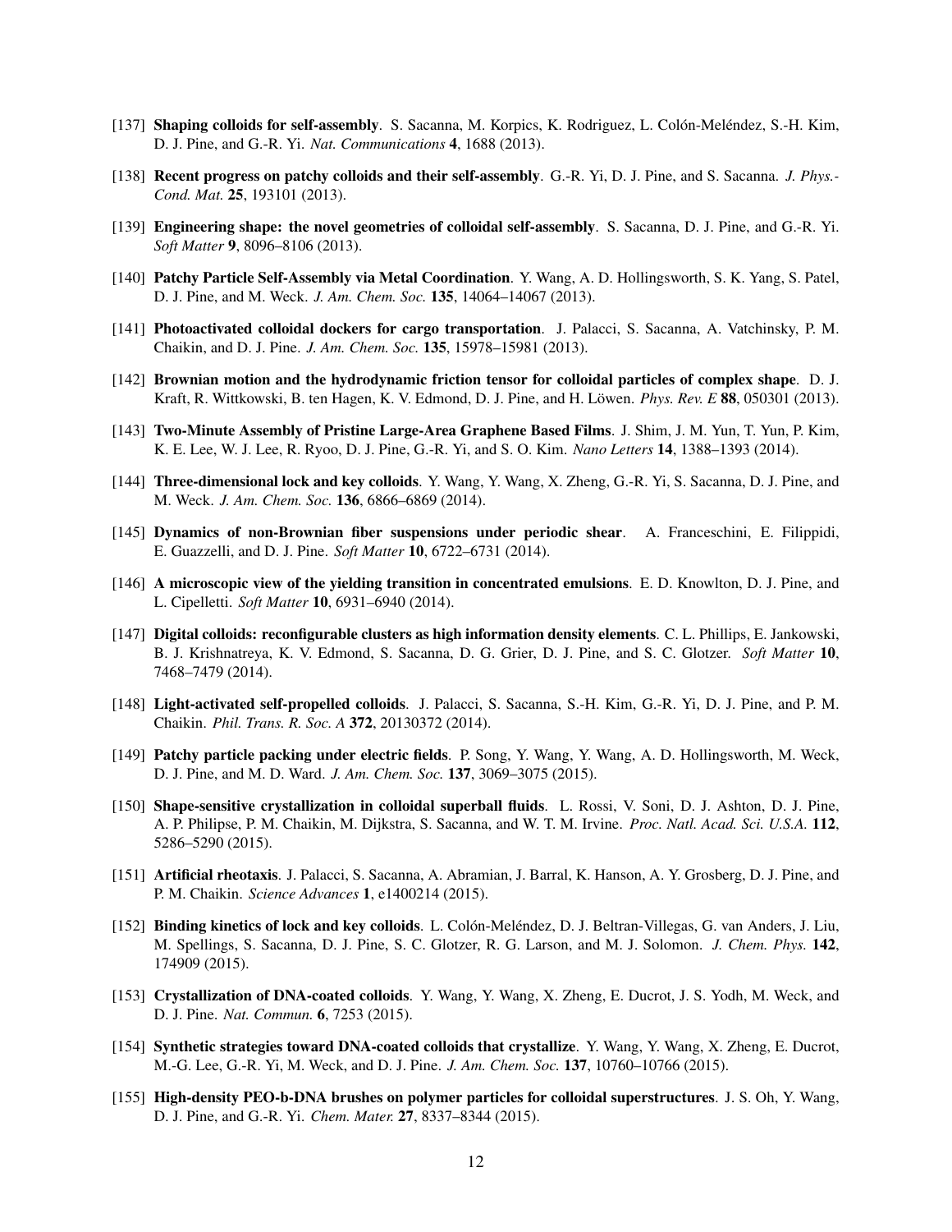[137] **Shaping colloids for self-assembly**. S. Sacanna, M. Korpics, K. Rodriguez, L. Colón-Meléndez, S.-H. Kim, D. J. Pine, and G.-R. Yi. *Nat. Communications* **4**, 1688 (2013).

[138] **Recent progress on patchy colloids and their self-assembly**. G.-R. Yi, D. J. Pine, and S. Sacanna. *J. Phys.-Cond. Mat.* **25**, 193101 (2013).

[139] **Engineering shape: the novel geometries of colloidal self-assembly**. S. Sacanna, D. J. Pine, and G.-R. Yi. *Soft Matter* **9**, 8096–8106 (2013).

[140] **Patchy Particle Self-Assembly via Metal Coordination**. Y. Wang, A. D. Hollingsworth, S. K. Yang, S. Patel, D. J. Pine, and M. Weck. *J. Am. Chem. Soc.* **135**, 14064–14067 (2013).

[141] **Photoactivated colloidal dockers for cargo transportation**. J. Palacci, S. Sacanna, A. Vatchinsky, P. M. Chaikin, and D. J. Pine. *J. Am. Chem. Soc.* **135**, 15978–15981 (2013).

[142] **Brownian motion and the hydrodynamic friction tensor for colloidal particles of complex shape**. D. J. Kraft, R. Wittkowski, B. ten Hagen, K. V. Edmond, D. J. Pine, and H. Löwen. *Phys. Rev. E* **88**, 050301 (2013).

[143] **Two-Minute Assembly of Pristine Large-Area Graphene Based Films**. J. Shim, J. M. Yun, T. Yun, P. Kim, K. E. Lee, W. J. Lee, R. Ryoo, D. J. Pine, G.-R. Yi, and S. O. Kim. *Nano Letters* **14**, 1388–1393 (2014).

[144] **Three-dimensional lock and key colloids**. Y. Wang, Y. Wang, X. Zheng, G.-R. Yi, S. Sacanna, D. J. Pine, and M. Weck. *J. Am. Chem. Soc.* **136**, 6866–6869 (2014).

[145] **Dynamics of non-Brownian fiber suspensions under periodic shear**. A. Franceschini, E. Filippidi, E. Guazzelli, and D. J. Pine. *Soft Matter* **10**, 6722–6731 (2014).

[146] **A microscopic view of the yielding transition in concentrated emulsions**. E. D. Knowlton, D. J. Pine, and L. Cipelletti. *Soft Matter* **10**, 6931–6940 (2014).

[147] **Digital colloids: reconfigurable clusters as high information density elements**. C. L. Phillips, E. Jankowski, B. J. Krishnatreya, K. V. Edmond, S. Sacanna, D. G. Grier, D. J. Pine, and S. C. Glotzer. *Soft Matter* **10**, 7468–7479 (2014).

[148] **Light-activated self-propelled colloids**. J. Palacci, S. Sacanna, S.-H. Kim, G.-R. Yi, D. J. Pine, and P. M. Chaikin. *Phil. Trans. R. Soc. A* **372**, 20130372 (2014).

[149] **Patchy particle packing under electric fields**. P. Song, Y. Wang, Y. Wang, A. D. Hollingsworth, M. Weck, D. J. Pine, and M. D. Ward. *J. Am. Chem. Soc.* **137**, 3069–3075 (2015).

[150] **Shape-sensitive crystallization in colloidal superball fluids**. L. Rossi, V. Soni, D. J. Ashton, D. J. Pine, A. P. Philipse, P. M. Chaikin, M. Dijkstra, S. Sacanna, and W. T. M. Irvine. *Proc. Natl. Acad. Sci. U.S.A.* **112**, 5286–5290 (2015).

[151] **Artificial rheotaxis**. J. Palacci, S. Sacanna, A. Abramian, J. Barral, K. Hanson, A. Y. Grosberg, D. J. Pine, and P. M. Chaikin. *Science Advances* **1**, e1400214 (2015).

[152] **Binding kinetics of lock and key colloids**. L. Colón-Meléndez, D. J. Beltran-Villegas, G. van Anders, J. Liu, M. Spellings, S. Sacanna, D. J. Pine, S. C. Glotzer, R. G. Larson, and M. J. Solomon. *J. Chem. Phys.* **142**, 174909 (2015).

[153] **Crystallization of DNA-coated colloids**. Y. Wang, Y. Wang, X. Zheng, E. Ducrot, J. S. Yodh, M. Weck, and D. J. Pine. *Nat. Commun.* **6**, 7253 (2015).

[154] **Synthetic strategies toward DNA-coated colloids that crystallize**. Y. Wang, Y. Wang, X. Zheng, E. Ducrot, M.-G. Lee, G.-R. Yi, M. Weck, and D. J. Pine. *J. Am. Chem. Soc.* **137**, 10760–10766 (2015).

[155] **High-density PEO-b-DNA brushes on polymer particles for colloidal superstructures**. J. S. Oh, Y. Wang, D. J. Pine, and G.-R. Yi. *Chem. Mater.* **27**, 8337–8344 (2015).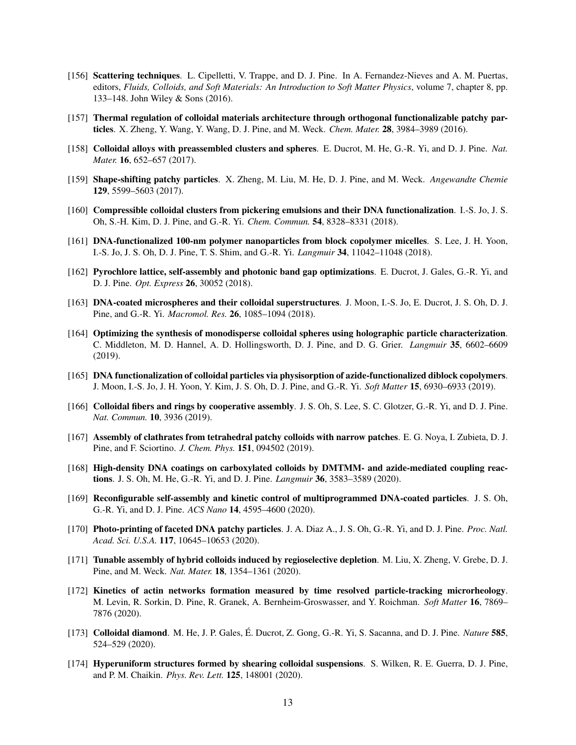[156] **Scattering techniques**. L. Cipelletti, V. Trappe, and D. J. Pine. In A. Fernandez-Nieves and A. M. Puertas, editors, *Fluids, Colloids, and Soft Materials: An Introduction to Soft Matter Physics*, volume 7, chapter 8, pp. 133–148. John Wiley & Sons (2016).

[157] **Thermal regulation of colloidal materials architecture through orthogonal functionalizable patchy particles**. X. Zheng, Y. Wang, Y. Wang, D. J. Pine, and M. Weck. *Chem. Mater.* **28**, 3984–3989 (2016).

[158] **Colloidal alloys with preassembled clusters and spheres**. E. Ducrot, M. He, G.-R. Yi, and D. J. Pine. *Nat. Mater.* **16**, 652–657 (2017).

[159] **Shape-shifting patchy particles**. X. Zheng, M. Liu, M. He, D. J. Pine, and M. Weck. *Angewandte Chemie* **129**, 5599–5603 (2017).

[160] **Compressible colloidal clusters from pickering emulsions and their DNA functionalization**. I.-S. Jo, J. S. Oh, S.-H. Kim, D. J. Pine, and G.-R. Yi. *Chem. Commun.* **54**, 8328–8331 (2018).

[161] **DNA-functionalized 100-nm polymer nanoparticles from block copolymer micelles**. S. Lee, J. H. Yoon, I.-S. Jo, J. S. Oh, D. J. Pine, T. S. Shim, and G.-R. Yi. *Langmuir* **34**, 11042–11048 (2018).

[162] **Pyrochlore lattice, self-assembly and photonic band gap optimizations**. E. Ducrot, J. Gales, G.-R. Yi, and D. J. Pine. *Opt. Express* **26**, 30052 (2018).

[163] **DNA-coated microspheres and their colloidal superstructures**. J. Moon, I.-S. Jo, E. Ducrot, J. S. Oh, D. J. Pine, and G.-R. Yi. *Macromol. Res.* **26**, 1085–1094 (2018).

[164] **Optimizing the synthesis of monodisperse colloidal spheres using holographic particle characterization**. C. Middleton, M. D. Hannel, A. D. Hollingsworth, D. J. Pine, and D. G. Grier. *Langmuir* **35**, 6602–6609 (2019).

[165] **DNA functionalization of colloidal particles via physisorption of azide-functionalized diblock copolymers**. J. Moon, I.-S. Jo, J. H. Yoon, Y. Kim, J. S. Oh, D. J. Pine, and G.-R. Yi. *Soft Matter* **15**, 6930–6933 (2019).

[166] **Colloidal fibers and rings by cooperative assembly**. J. S. Oh, S. Lee, S. C. Glotzer, G.-R. Yi, and D. J. Pine. *Nat. Commun.* **10**, 3936 (2019).

[167] **Assembly of clathrates from tetrahedral patchy colloids with narrow patches**. E. G. Noya, I. Zubieta, D. J. Pine, and F. Sciortino. *J. Chem. Phys.* **151**, 094502 (2019).

[168] **High-density DNA coatings on carboxylated colloids by DMTMM- and azide-mediated coupling reactions**. J. S. Oh, M. He, G.-R. Yi, and D. J. Pine. *Langmuir* **36**, 3583–3589 (2020).

[169] **Reconfigurable self-assembly and kinetic control of multiprogrammed DNA-coated particles**. J. S. Oh, G.-R. Yi, and D. J. Pine. *ACS Nano* **14**, 4595–4600 (2020).

[170] **Photo-printing of faceted DNA patchy particles**. J. A. Diaz A., J. S. Oh, G.-R. Yi, and D. J. Pine. *Proc. Natl. Acad. Sci. U.S.A.* **117**, 10645–10653 (2020).

[171] **Tunable assembly of hybrid colloids induced by regioselective depletion**. M. Liu, X. Zheng, V. Grebe, D. J. Pine, and M. Weck. *Nat. Mater.* **18**, 1354–1361 (2020).

[172] **Kinetics of actin networks formation measured by time resolved particle-tracking microrheology**. M. Levin, R. Sorkin, D. Pine, R. Granek, A. Bernheim-Groswasser, and Y. Roichman. *Soft Matter* **16**, 7869–7876 (2020).

[173] **Colloidal diamond**. M. He, J. P. Gales, É. Ducrot, Z. Gong, G.-R. Yi, S. Sacanna, and D. J. Pine. *Nature* **585**, 524–529 (2020).

[174] **Hyperuniform structures formed by shearing colloidal suspensions**. S. Wilken, R. E. Guerra, D. J. Pine, and P. M. Chaikin. *Phys. Rev. Lett.* **125**, 148001 (2020).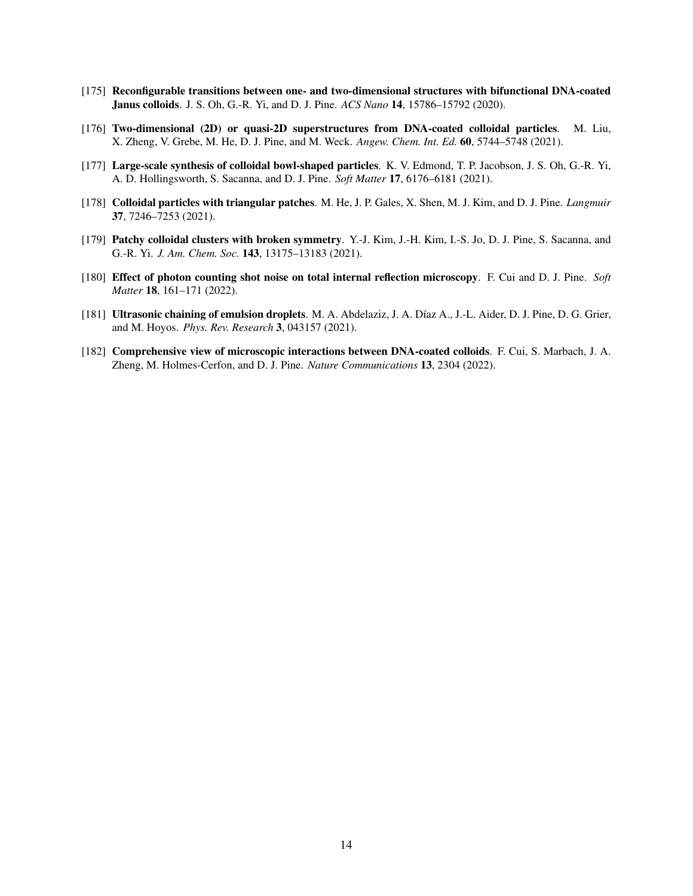[175] **Reconfigurable transitions between one- and two-dimensional structures with bifunctional DNA-coated Janus colloids**. J. S. Oh, G.-R. Yi, and D. J. Pine. *ACS Nano* **14**, 15786–15792 (2020).

[176] **Two-dimensional (2D) or quasi-2D superstructures from DNA-coated colloidal particles**. M. Liu, X. Zheng, V. Grebe, M. He, D. J. Pine, and M. Weck. *Angew. Chem. Int. Ed.* **60**, 5744–5748 (2021).

[177] **Large-scale synthesis of colloidal bowl-shaped particles**. K. V. Edmond, T. P. Jacobson, J. S. Oh, G.-R. Yi, A. D. Hollingsworth, S. Sacanna, and D. J. Pine. *Soft Matter* **17**, 6176–6181 (2021).

[178] **Colloidal particles with triangular patches**. M. He, J. P. Gales, X. Shen, M. J. Kim, and D. J. Pine. *Langmuir* **37**, 7246–7253 (2021).

[179] **Patchy colloidal clusters with broken symmetry**. Y.-J. Kim, J.-H. Kim, I.-S. Jo, D. J. Pine, S. Sacanna, and G.-R. Yi. *J. Am. Chem. Soc.* **143**, 13175–13183 (2021).

[180] **Effect of photon counting shot noise on total internal reflection microscopy**. F. Cui and D. J. Pine. *Soft Matter* **18**, 161–171 (2022).

[181] **Ultrasonic chaining of emulsion droplets**. M. A. Abdelaziz, J. A. Díaz A., J.-L. Aider, D. J. Pine, D. G. Grier, and M. Hoyos. *Phys. Rev. Research* **3**, 043157 (2021).

[182] **Comprehensive view of microscopic interactions between DNA-coated colloids**. F. Cui, S. Marbach, J. A. Zheng, M. Holmes-Cerfon, and D. J. Pine. *Nature Communications* **13**, 2304 (2022).